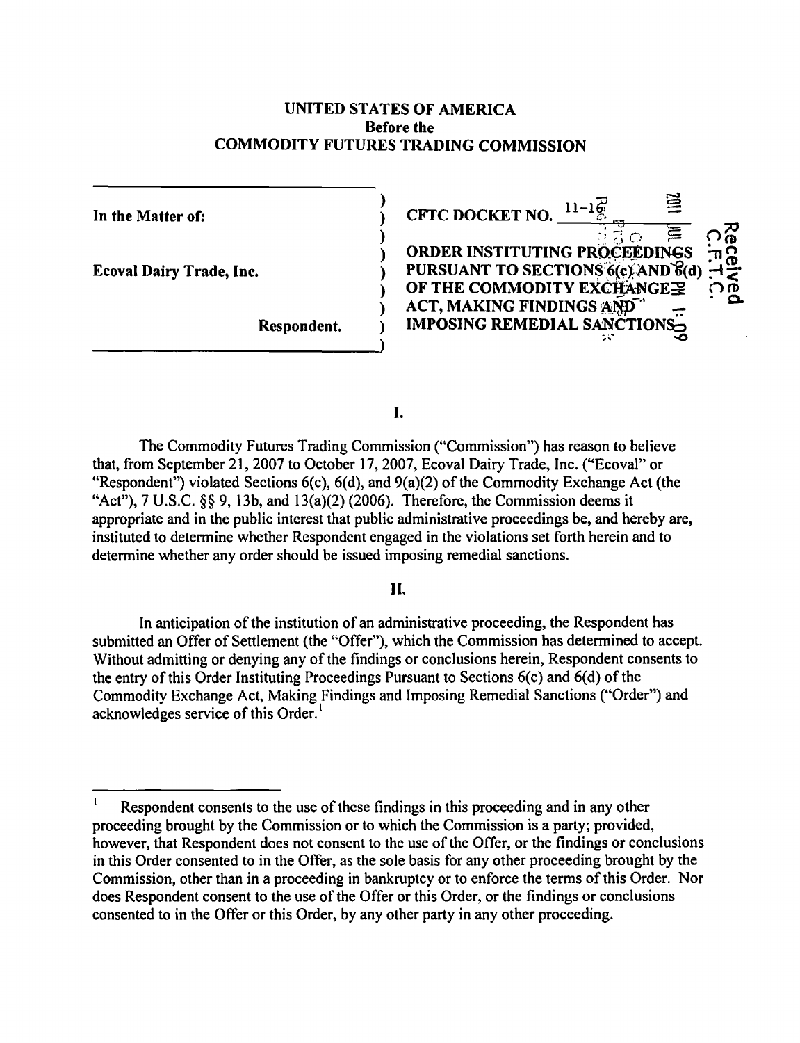**UNITED STATES OF AMERICA**
**Before the**
**COMMODITY FUTURES TRADING COMMISSION**

| | | |
|---|---|---|
| **In the Matter of:** | ) | **CFTC DOCKET NO.** 11-16 |
| | ) | |
| | ) | **ORDER INSTITUTING PROCEEDINGS** |
| **Ecoval Dairy Trade, Inc.** | ) | **PURSUANT TO SECTIONS 6(c) AND 6(d)** |
| | ) | **OF THE COMMODITY EXCHANGE** |
| | ) | **ACT, MAKING FINDINGS AND** |
| **Respondent.** | ) | **IMPOSING REMEDIAL SANCTIONS** |

## I.

The Commodity Futures Trading Commission ("Commission") has reason to believe that, from September 21, 2007 to October 17, 2007, Ecoval Dairy Trade, Inc. ("Ecoval" or "Respondent") violated Sections 6(c), 6(d), and 9(a)(2) of the Commodity Exchange Act (the "Act"), 7 U.S.C. §§ 9, 13b, and 13(a)(2) (2006). Therefore, the Commission deems it appropriate and in the public interest that public administrative proceedings be, and hereby are, instituted to determine whether Respondent engaged in the violations set forth herein and to determine whether any order should be issued imposing remedial sanctions.

## II.

In anticipation of the institution of an administrative proceeding, the Respondent has submitted an Offer of Settlement (the "Offer"), which the Commission has determined to accept. Without admitting or denying any of the findings or conclusions herein, Respondent consents to the entry of this Order Instituting Proceedings Pursuant to Sections 6(c) and 6(d) of the Commodity Exchange Act, Making Findings and Imposing Remedial Sanctions ("Order") and acknowledges service of this Order.[1]

---

[1] Respondent consents to the use of these findings in this proceeding and in any other proceeding brought by the Commission or to which the Commission is a party; provided, however, that Respondent does not consent to the use of the Offer, or the findings or conclusions in this Order consented to in the Offer, as the sole basis for any other proceeding brought by the Commission, other than in a proceeding in bankruptcy or to enforce the terms of this Order. Nor does Respondent consent to the use of the Offer or this Order, or the findings or conclusions consented to in the Offer or this Order, by any other party in any other proceeding.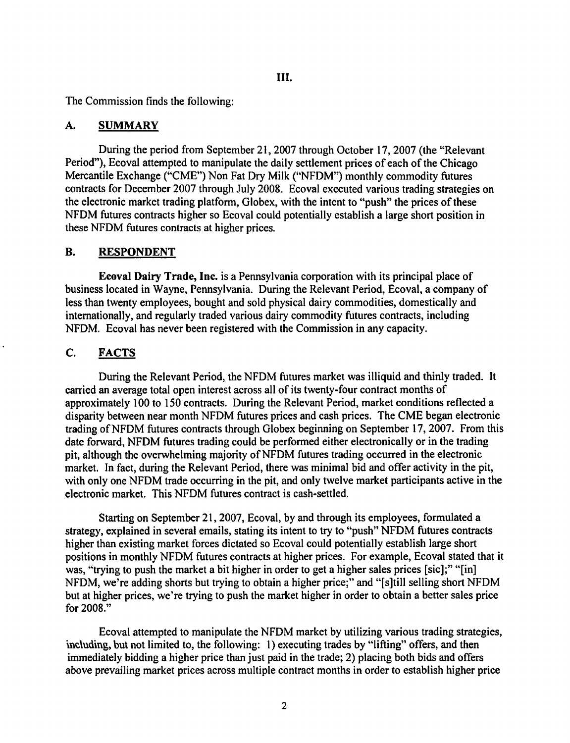## III.

The Commission finds the following:

### A. SUMMARY

During the period from September 21, 2007 through October 17, 2007 (the "Relevant Period"), Ecoval attempted to manipulate the daily settlement prices of each of the Chicago Mercantile Exchange ("CME") Non Fat Dry Milk ("NFDM") monthly commodity futures contracts for December 2007 through July 2008. Ecoval executed various trading strategies on the electronic market trading platform, Globex, with the intent to "push" the prices of these NFDM futures contracts higher so Ecoval could potentially establish a large short position in these NFDM futures contracts at higher prices.

### B. RESPONDENT

**Ecoval Dairy Trade, Inc.** is a Pennsylvania corporation with its principal place of business located in Wayne, Pennsylvania. During the Relevant Period, Ecoval, a company of less than twenty employees, bought and sold physical dairy commodities, domestically and internationally, and regularly traded various dairy commodity futures contracts, including NFDM. Ecoval has never been registered with the Commission in any capacity.

### C. FACTS

During the Relevant Period, the NFDM futures market was illiquid and thinly traded. It carried an average total open interest across all of its twenty-four contract months of approximately 100 to 150 contracts. During the Relevant Period, market conditions reflected a disparity between near month NFDM futures prices and cash prices. The CME began electronic trading of NFDM futures contracts through Globex beginning on September 17, 2007. From this date forward, NFDM futures trading could be performed either electronically or in the trading pit, although the overwhelming majority of NFDM futures trading occurred in the electronic market. In fact, during the Relevant Period, there was minimal bid and offer activity in the pit, with only one NFDM trade occurring in the pit, and only twelve market participants active in the electronic market. This NFDM futures contract is cash-settled.

Starting on September 21, 2007, Ecoval, by and through its employees, formulated a strategy, explained in several emails, stating its intent to try to "push" NFDM futures contracts higher than existing market forces dictated so Ecoval could potentially establish large short positions in monthly NFDM futures contracts at higher prices. For example, Ecoval stated that it was, "trying to push the market a bit higher in order to get a higher sales prices [sic];" "[in] NFDM, we're adding shorts but trying to obtain a higher price;" and "[s]till selling short NFDM but at higher prices, we're trying to push the market higher in order to obtain a better sales price for 2008."

Ecoval attempted to manipulate the NFDM market by utilizing various trading strategies, including, but not limited to, the following: 1) executing trades by "lifting" offers, and then immediately bidding a higher price than just paid in the trade; 2) placing both bids and offers above prevailing market prices across multiple contract months in order to establish higher price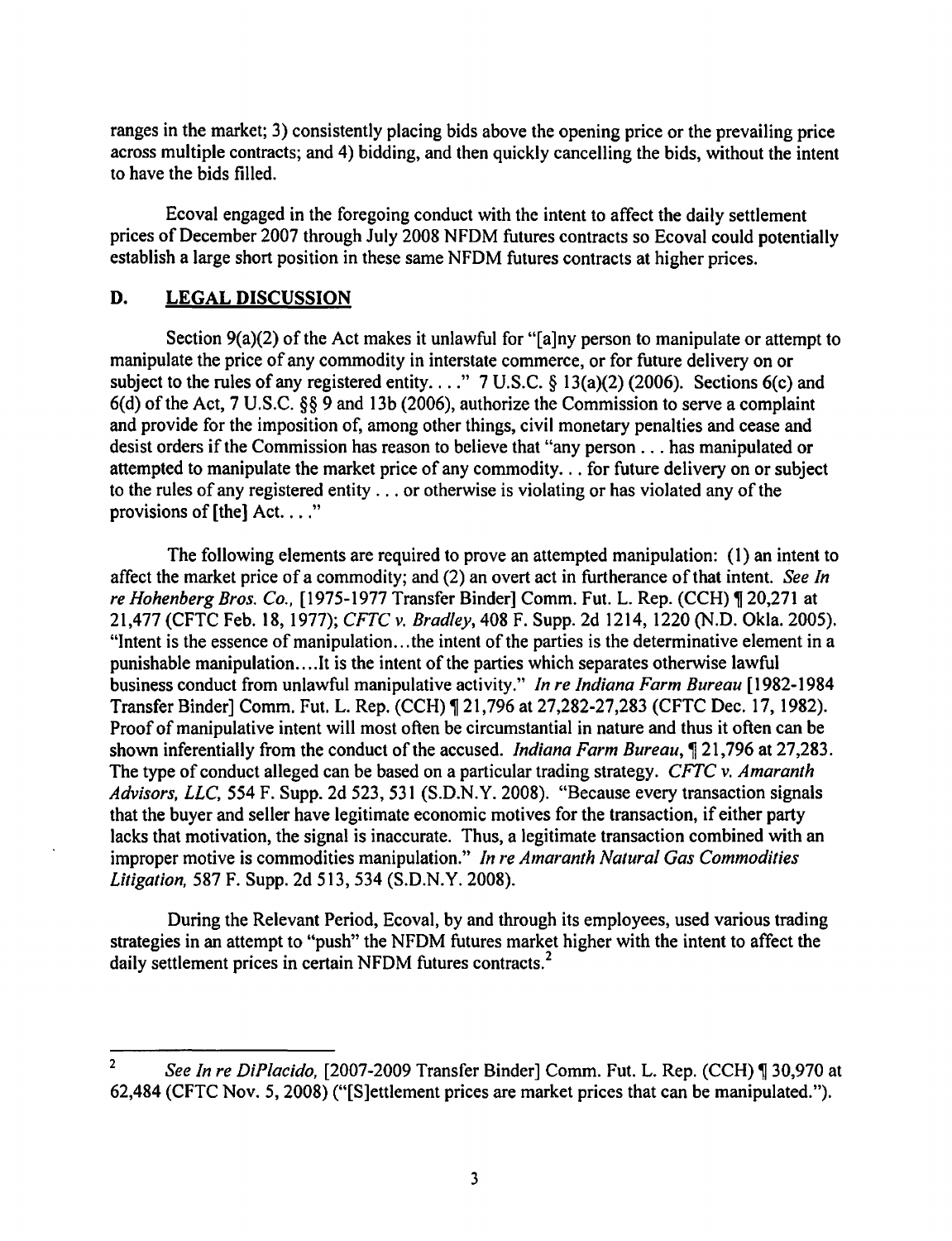ranges in the market; 3) consistently placing bids above the opening price or the prevailing price across multiple contracts; and 4) bidding, and then quickly cancelling the bids, without the intent to have the bids filled.

Ecoval engaged in the foregoing conduct with the intent to affect the daily settlement prices of December 2007 through July 2008 NFDM futures contracts so Ecoval could potentially establish a large short position in these same NFDM futures contracts at higher prices.

## D. LEGAL DISCUSSION

Section 9(a)(2) of the Act makes it unlawful for "[a]ny person to manipulate or attempt to manipulate the price of any commodity in interstate commerce, or for future delivery on or subject to the rules of any registered entity. . . ." 7 U.S.C. § 13(a)(2) (2006). Sections 6(c) and 6(d) of the Act, 7 U.S.C. §§ 9 and 13b (2006), authorize the Commission to serve a complaint and provide for the imposition of, among other things, civil monetary penalties and cease and desist orders if the Commission has reason to believe that "any person . . . has manipulated or attempted to manipulate the market price of any commodity. . . for future delivery on or subject to the rules of any registered entity . . . or otherwise is violating or has violated any of the provisions of [the] Act. . . ."

The following elements are required to prove an attempted manipulation: (1) an intent to affect the market price of a commodity; and (2) an overt act in furtherance of that intent. *See In re Hohenberg Bros. Co.*, [1975-1977 Transfer Binder] Comm. Fut. L. Rep. (CCH) ¶ 20,271 at 21,477 (CFTC Feb. 18, 1977); *CFTC v. Bradley*, 408 F. Supp. 2d 1214, 1220 (N.D. Okla. 2005). "Intent is the essence of manipulation...the intent of the parties is the determinative element in a punishable manipulation....It is the intent of the parties which separates otherwise lawful business conduct from unlawful manipulative activity." *In re Indiana Farm Bureau* [1982-1984 Transfer Binder] Comm. Fut. L. Rep. (CCH) ¶ 21,796 at 27,282-27,283 (CFTC Dec. 17, 1982). Proof of manipulative intent will most often be circumstantial in nature and thus it often can be shown inferentially from the conduct of the accused. *Indiana Farm Bureau*, ¶ 21,796 at 27,283. The type of conduct alleged can be based on a particular trading strategy. *CFTC v. Amaranth Advisors, LLC*, 554 F. Supp. 2d 523, 531 (S.D.N.Y. 2008). "Because every transaction signals that the buyer and seller have legitimate economic motives for the transaction, if either party lacks that motivation, the signal is inaccurate. Thus, a legitimate transaction combined with an improper motive is commodities manipulation." *In re Amaranth Natural Gas Commodities Litigation*, 587 F. Supp. 2d 513, 534 (S.D.N.Y. 2008).

During the Relevant Period, Ecoval, by and through its employees, used various trading strategies in an attempt to "push" the NFDM futures market higher with the intent to affect the daily settlement prices in certain NFDM futures contracts.[2]

---

[2] *See In re DiPlacido*, [2007-2009 Transfer Binder] Comm. Fut. L. Rep. (CCH) ¶ 30,970 at 62,484 (CFTC Nov. 5, 2008) ("[S]ettlement prices are market prices that can be manipulated.").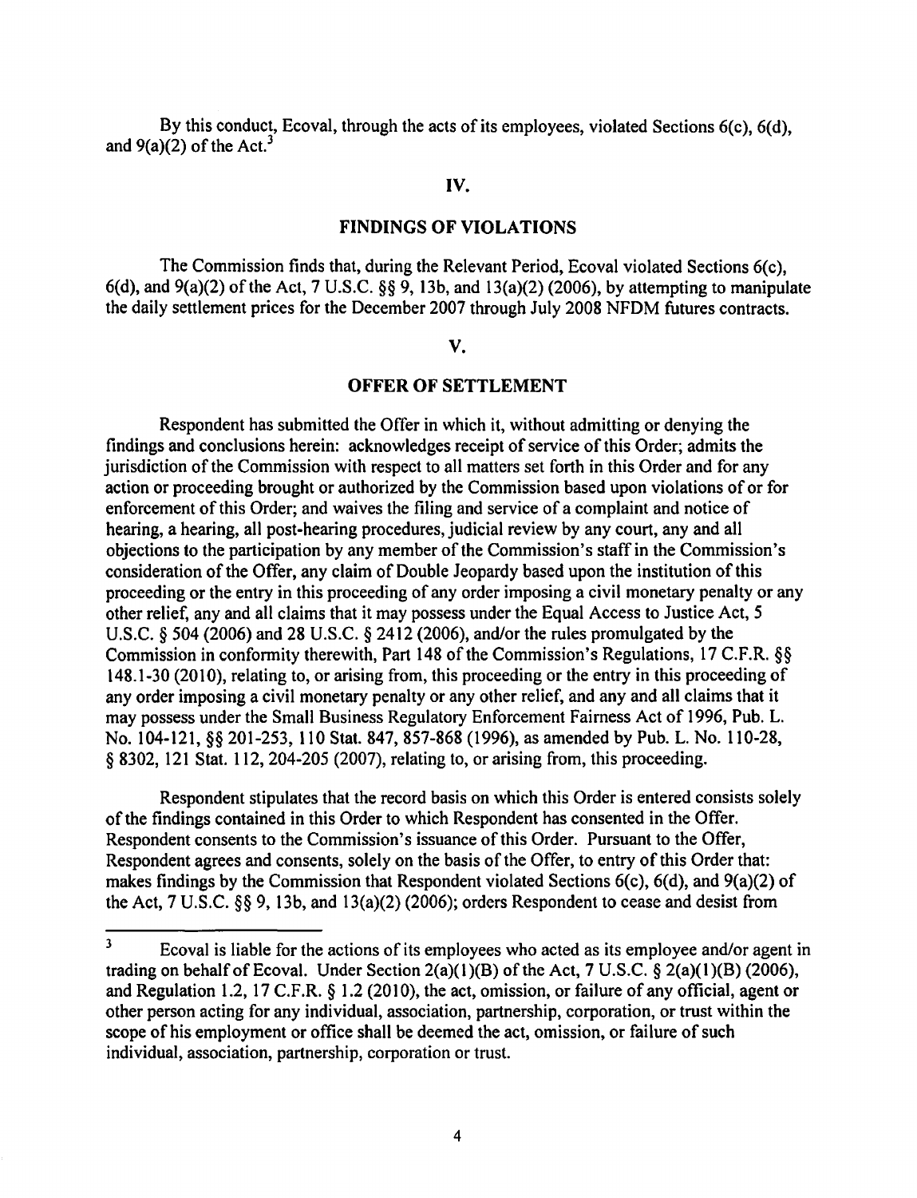By this conduct, Ecoval, through the acts of its employees, violated Sections 6(c), 6(d), and 9(a)(2) of the Act.[3]

## IV.

## FINDINGS OF VIOLATIONS

The Commission finds that, during the Relevant Period, Ecoval violated Sections 6(c), 6(d), and 9(a)(2) of the Act, 7 U.S.C. §§ 9, 13b, and 13(a)(2) (2006), by attempting to manipulate the daily settlement prices for the December 2007 through July 2008 NFDM futures contracts.

## V.

## OFFER OF SETTLEMENT

Respondent has submitted the Offer in which it, without admitting or denying the findings and conclusions herein: acknowledges receipt of service of this Order; admits the jurisdiction of the Commission with respect to all matters set forth in this Order and for any action or proceeding brought or authorized by the Commission based upon violations of or for enforcement of this Order; and waives the filing and service of a complaint and notice of hearing, a hearing, all post-hearing procedures, judicial review by any court, any and all objections to the participation by any member of the Commission's staff in the Commission's consideration of the Offer, any claim of Double Jeopardy based upon the institution of this proceeding or the entry in this proceeding of any order imposing a civil monetary penalty or any other relief, any and all claims that it may possess under the Equal Access to Justice Act, 5 U.S.C. § 504 (2006) and 28 U.S.C. § 2412 (2006), and/or the rules promulgated by the Commission in conformity therewith, Part 148 of the Commission's Regulations, 17 C.F.R. §§ 148.1-30 (2010), relating to, or arising from, this proceeding or the entry in this proceeding of any order imposing a civil monetary penalty or any other relief, and any and all claims that it may possess under the Small Business Regulatory Enforcement Fairness Act of 1996, Pub. L. No. 104-121, §§ 201-253, 110 Stat. 847, 857-868 (1996), as amended by Pub. L. No. 110-28, § 8302, 121 Stat. 112, 204-205 (2007), relating to, or arising from, this proceeding.

Respondent stipulates that the record basis on which this Order is entered consists solely of the findings contained in this Order to which Respondent has consented in the Offer. Respondent consents to the Commission's issuance of this Order. Pursuant to the Offer, Respondent agrees and consents, solely on the basis of the Offer, to entry of this Order that: makes findings by the Commission that Respondent violated Sections 6(c), 6(d), and 9(a)(2) of the Act, 7 U.S.C. §§ 9, 13b, and 13(a)(2) (2006); orders Respondent to cease and desist from

---

[3] Ecoval is liable for the actions of its employees who acted as its employee and/or agent in trading on behalf of Ecoval. Under Section 2(a)(1)(B) of the Act, 7 U.S.C. § 2(a)(1)(B) (2006), and Regulation 1.2, 17 C.F.R. § 1.2 (2010), the act, omission, or failure of any official, agent or other person acting for any individual, association, partnership, corporation, or trust within the scope of his employment or office shall be deemed the act, omission, or failure of such individual, association, partnership, corporation or trust.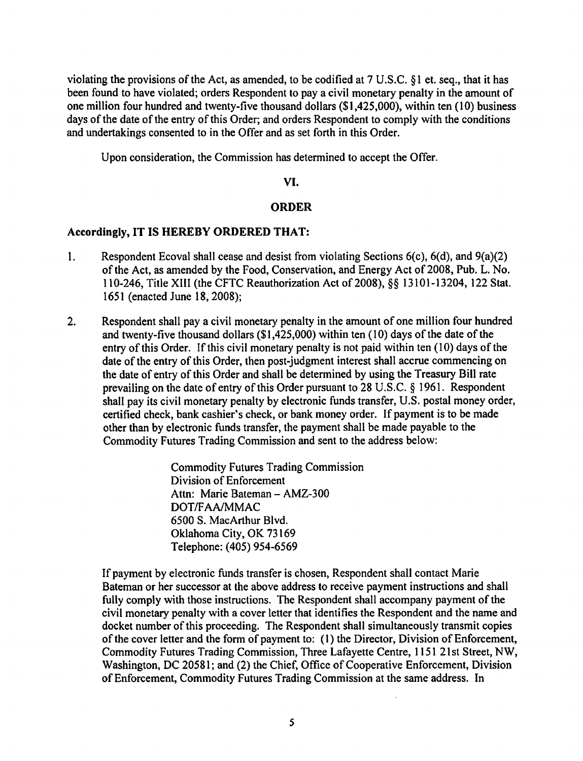violating the provisions of the Act, as amended, to be codified at 7 U.S.C. §1 et. seq., that it has been found to have violated; orders Respondent to pay a civil monetary penalty in the amount of one million four hundred and twenty-five thousand dollars ($1,425,000), within ten (10) business days of the date of the entry of this Order; and orders Respondent to comply with the conditions and undertakings consented to in the Offer and as set forth in this Order.

Upon consideration, the Commission has determined to accept the Offer.

## VI.

## ORDER

**Accordingly, IT IS HEREBY ORDERED THAT:**

1. Respondent Ecoval shall cease and desist from violating Sections 6(c), 6(d), and 9(a)(2) of the Act, as amended by the Food, Conservation, and Energy Act of 2008, Pub. L. No. 110-246, Title XIII (the CFTC Reauthorization Act of 2008), §§ 13101-13204, 122 Stat. 1651 (enacted June 18, 2008);

2. Respondent shall pay a civil monetary penalty in the amount of one million four hundred and twenty-five thousand dollars ($1,425,000) within ten (10) days of the date of the entry of this Order. If this civil monetary penalty is not paid within ten (10) days of the date of the entry of this Order, then post-judgment interest shall accrue commencing on the date of entry of this Order and shall be determined by using the Treasury Bill rate prevailing on the date of entry of this Order pursuant to 28 U.S.C. § 1961. Respondent shall pay its civil monetary penalty by electronic funds transfer, U.S. postal money order, certified check, bank cashier's check, or bank money order. If payment is to be made other than by electronic funds transfer, the payment shall be made payable to the Commodity Futures Trading Commission and sent to the address below:

   Commodity Futures Trading Commission
   Division of Enforcement
   Attn: Marie Bateman – AMZ-300
   DOT/FAA/MMAC
   6500 S. MacArthur Blvd.
   Oklahoma City, OK 73169
   Telephone: (405) 954-6569

   If payment by electronic funds transfer is chosen, Respondent shall contact Marie Bateman or her successor at the above address to receive payment instructions and shall fully comply with those instructions. The Respondent shall accompany payment of the civil monetary penalty with a cover letter that identifies the Respondent and the name and docket number of this proceeding. The Respondent shall simultaneously transmit copies of the cover letter and the form of payment to: (1) the Director, Division of Enforcement, Commodity Futures Trading Commission, Three Lafayette Centre, 1151 21st Street, NW, Washington, DC 20581; and (2) the Chief, Office of Cooperative Enforcement, Division of Enforcement, Commodity Futures Trading Commission at the same address. In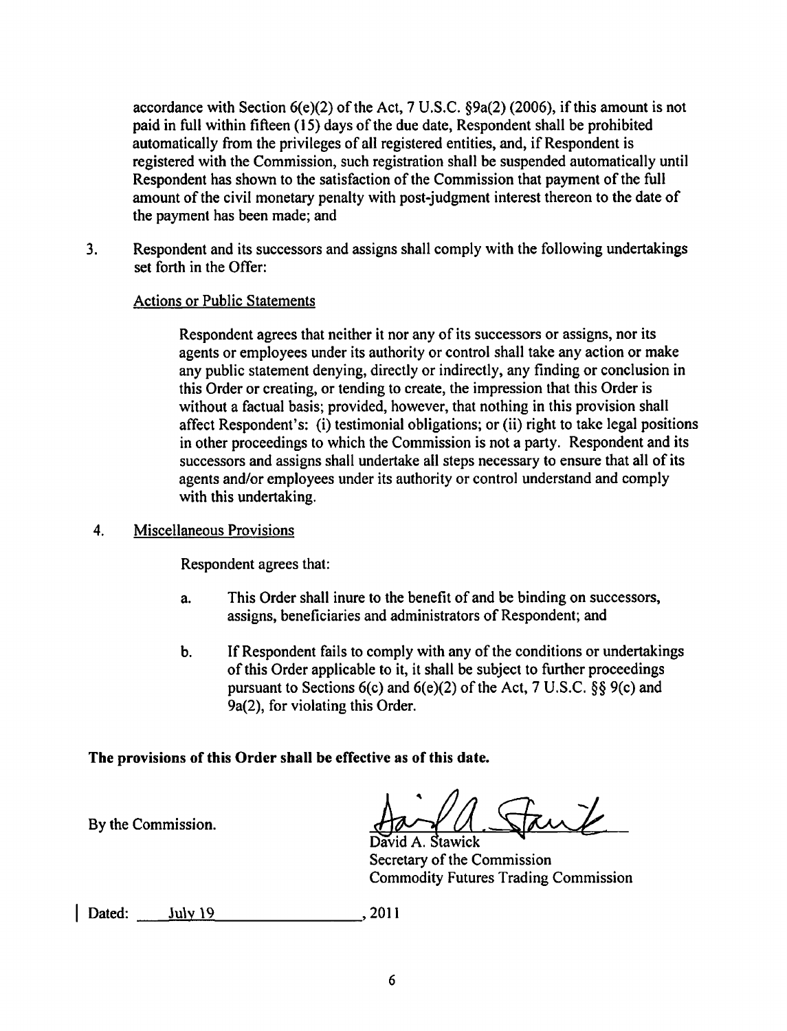accordance with Section 6(e)(2) of the Act, 7 U.S.C. §9a(2) (2006), if this amount is not paid in full within fifteen (15) days of the due date, Respondent shall be prohibited automatically from the privileges of all registered entities, and, if Respondent is registered with the Commission, such registration shall be suspended automatically until Respondent has shown to the satisfaction of the Commission that payment of the full amount of the civil monetary penalty with post-judgment interest thereon to the date of the payment has been made; and

3. Respondent and its successors and assigns shall comply with the following undertakings set forth in the Offer:

   Actions or Public Statements

   Respondent agrees that neither it nor any of its successors or assigns, nor its agents or employees under its authority or control shall take any action or make any public statement denying, directly or indirectly, any finding or conclusion in this Order or creating, or tending to create, the impression that this Order is without a factual basis; provided, however, that nothing in this provision shall affect Respondent's: (i) testimonial obligations; or (ii) right to take legal positions in other proceedings to which the Commission is not a party. Respondent and its successors and assigns shall undertake all steps necessary to ensure that all of its agents and/or employees under its authority or control understand and comply with this undertaking.

4. Miscellaneous Provisions

   Respondent agrees that:

   a. This Order shall inure to the benefit of and be binding on successors, assigns, beneficiaries and administrators of Respondent; and

   b. If Respondent fails to comply with any of the conditions or undertakings of this Order applicable to it, it shall be subject to further proceedings pursuant to Sections 6(c) and 6(e)(2) of the Act, 7 U.S.C. §§ 9(c) and 9a(2), for violating this Order.

**The provisions of this Order shall be effective as of this date.**

By the Commission.

David A. Stawick
Secretary of the Commission
Commodity Futures Trading Commission

Dated: July 19, 2011